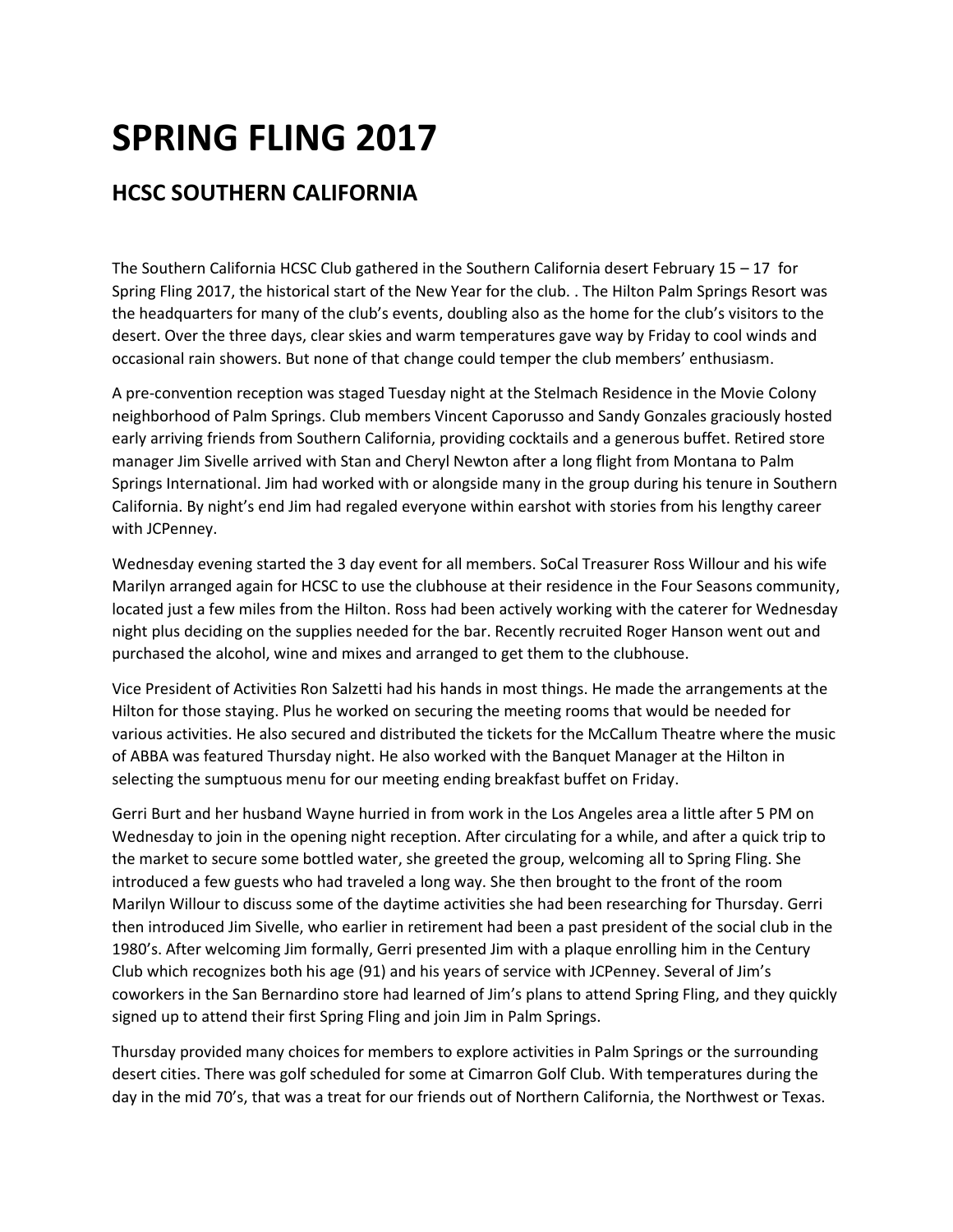# SPRING FLING 2017

## HCSC SOUTHERN CALIFORNIA

The Southern California HCSC Club gathered in the Southern California desert February 15 – 17 for Spring Fling 2017, the historical start of the New Year for the club. . The Hilton Palm Springs Resort was the headquarters for many of the club's events, doubling also as the home for the club's visitors to the desert. Over the three days, clear skies and warm temperatures gave way by Friday to cool winds and occasional rain showers. But none of that change could temper the club members' enthusiasm.

A pre-convention reception was staged Tuesday night at the Stelmach Residence in the Movie Colony neighborhood of Palm Springs. Club members Vincent Caporusso and Sandy Gonzales graciously hosted early arriving friends from Southern California, providing cocktails and a generous buffet. Retired store manager Jim Sivelle arrived with Stan and Cheryl Newton after a long flight from Montana to Palm Springs International. Jim had worked with or alongside many in the group during his tenure in Southern California. By night's end Jim had regaled everyone within earshot with stories from his lengthy career with JCPenney.

Wednesday evening started the 3 day event for all members. SoCal Treasurer Ross Willour and his wife Marilyn arranged again for HCSC to use the clubhouse at their residence in the Four Seasons community, located just a few miles from the Hilton. Ross had been actively working with the caterer for Wednesday night plus deciding on the supplies needed for the bar. Recently recruited Roger Hanson went out and purchased the alcohol, wine and mixes and arranged to get them to the clubhouse.

Vice President of Activities Ron Salzetti had his hands in most things. He made the arrangements at the Hilton for those staying. Plus he worked on securing the meeting rooms that would be needed for various activities. He also secured and distributed the tickets for the McCallum Theatre where the music of ABBA was featured Thursday night. He also worked with the Banquet Manager at the Hilton in selecting the sumptuous menu for our meeting ending breakfast buffet on Friday.

Gerri Burt and her husband Wayne hurried in from work in the Los Angeles area a little after 5 PM on Wednesday to join in the opening night reception. After circulating for a while, and after a quick trip to the market to secure some bottled water, she greeted the group, welcoming all to Spring Fling. She introduced a few guests who had traveled a long way. She then brought to the front of the room Marilyn Willour to discuss some of the daytime activities she had been researching for Thursday. Gerri then introduced Jim Sivelle, who earlier in retirement had been a past president of the social club in the 1980's. After welcoming Jim formally, Gerri presented Jim with a plaque enrolling him in the Century Club which recognizes both his age (91) and his years of service with JCPenney. Several of Jim's coworkers in the San Bernardino store had learned of Jim's plans to attend Spring Fling, and they quickly signed up to attend their first Spring Fling and join Jim in Palm Springs.

Thursday provided many choices for members to explore activities in Palm Springs or the surrounding desert cities. There was golf scheduled for some at Cimarron Golf Club. With temperatures during the day in the mid 70's, that was a treat for our friends out of Northern California, the Northwest or Texas.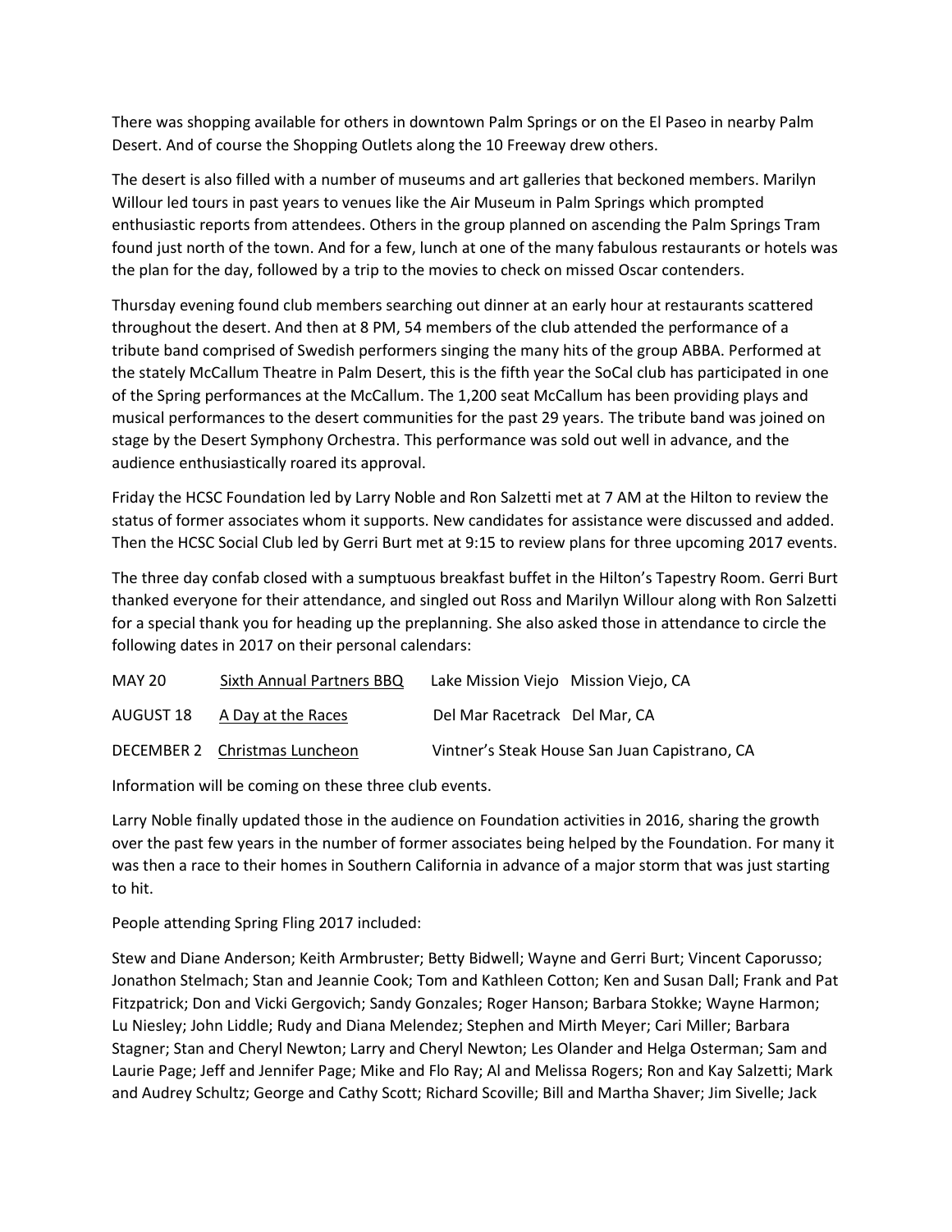There was shopping available for others in downtown Palm Springs or on the El Paseo in nearby Palm Desert. And of course the Shopping Outlets along the 10 Freeway drew others.

The desert is also filled with a number of museums and art galleries that beckoned members. Marilyn Willour led tours in past years to venues like the Air Museum in Palm Springs which prompted enthusiastic reports from attendees. Others in the group planned on ascending the Palm Springs Tram found just north of the town. And for a few, lunch at one of the many fabulous restaurants or hotels was the plan for the day, followed by a trip to the movies to check on missed Oscar contenders.

Thursday evening found club members searching out dinner at an early hour at restaurants scattered throughout the desert. And then at 8 PM, 54 members of the club attended the performance of a tribute band comprised of Swedish performers singing the many hits of the group ABBA. Performed at the stately McCallum Theatre in Palm Desert, this is the fifth year the SoCal club has participated in one of the Spring performances at the McCallum. The 1,200 seat McCallum has been providing plays and musical performances to the desert communities for the past 29 years. The tribute band was joined on stage by the Desert Symphony Orchestra. This performance was sold out well in advance, and the audience enthusiastically roared its approval.

Friday the HCSC Foundation led by Larry Noble and Ron Salzetti met at 7 AM at the Hilton to review the status of former associates whom it supports. New candidates for assistance were discussed and added. Then the HCSC Social Club led by Gerri Burt met at 9:15 to review plans for three upcoming 2017 events.

The three day confab closed with a sumptuous breakfast buffet in the Hilton's Tapestry Room. Gerri Burt thanked everyone for their attendance, and singled out Ross and Marilyn Willour along with Ron Salzetti for a special thank you for heading up the preplanning. She also asked those in attendance to circle the following dates in 2017 on their personal calendars:

| | | | |
|---|---|---|---|
| MAY 20 | Sixth Annual Partners BBQ | Lake Mission Viejo | Mission Viejo, CA |
| AUGUST 18 | A Day at the Races | Del Mar Racetrack | Del Mar, CA |
| DECEMBER 2 | Christmas Luncheon | Vintner's Steak House | San Juan Capistrano, CA |

Information will be coming on these three club events.

Larry Noble finally updated those in the audience on Foundation activities in 2016, sharing the growth over the past few years in the number of former associates being helped by the Foundation. For many it was then a race to their homes in Southern California in advance of a major storm that was just starting to hit.

People attending Spring Fling 2017 included:

Stew and Diane Anderson; Keith Armbruster; Betty Bidwell; Wayne and Gerri Burt; Vincent Caporusso; Jonathon Stelmach; Stan and Jeannie Cook; Tom and Kathleen Cotton; Ken and Susan Dall; Frank and Pat Fitzpatrick; Don and Vicki Gergovich; Sandy Gonzales; Roger Hanson; Barbara Stokke; Wayne Harmon; Lu Niesley; John Liddle; Rudy and Diana Melendez; Stephen and Mirth Meyer; Cari Miller; Barbara Stagner; Stan and Cheryl Newton; Larry and Cheryl Newton; Les Olander and Helga Osterman; Sam and Laurie Page; Jeff and Jennifer Page; Mike and Flo Ray; Al and Melissa Rogers; Ron and Kay Salzetti; Mark and Audrey Schultz; George and Cathy Scott; Richard Scoville; Bill and Martha Shaver; Jim Sivelle; Jack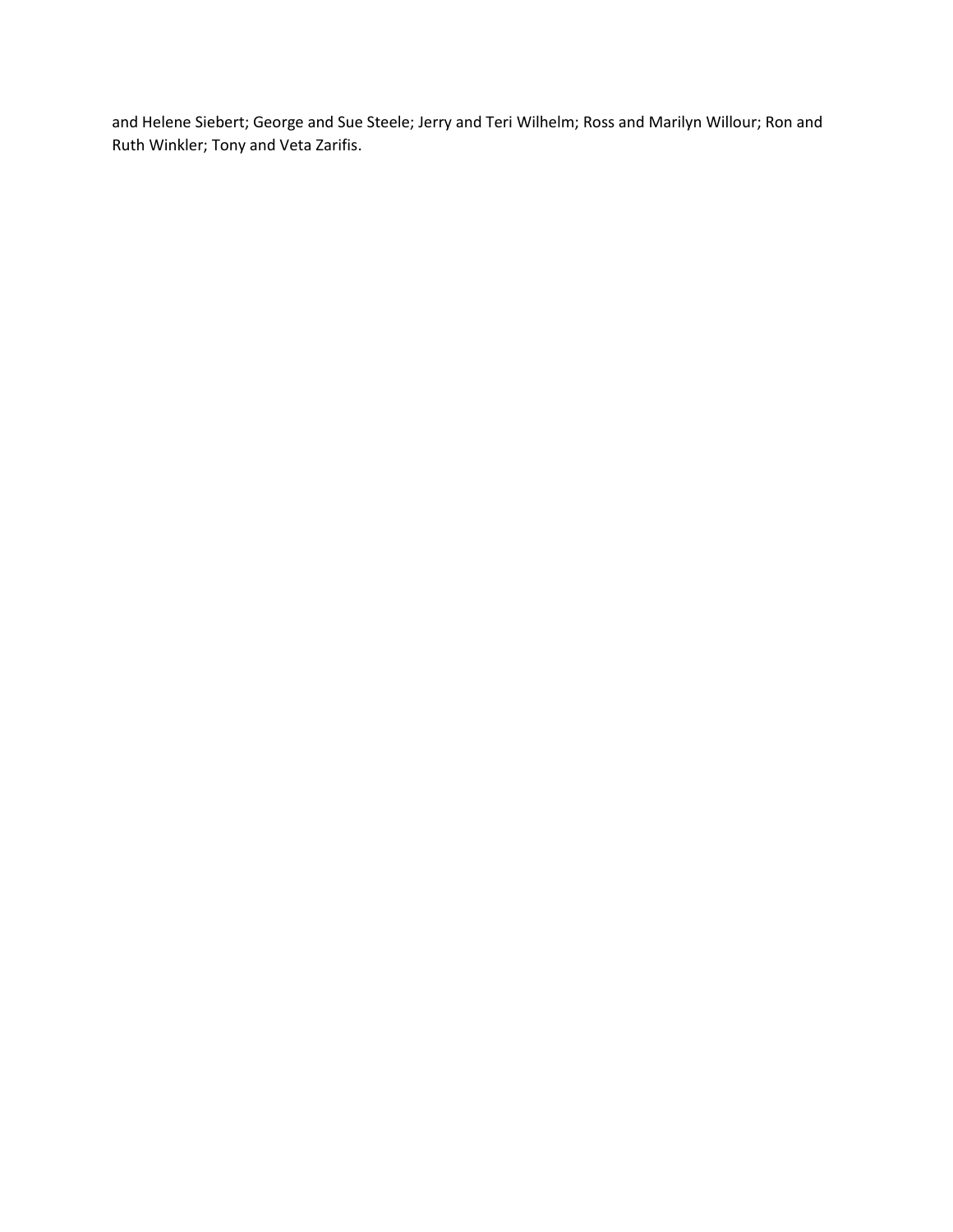and Helene Siebert; George and Sue Steele; Jerry and Teri Wilhelm; Ross and Marilyn Willour; Ron and Ruth Winkler; Tony and Veta Zarifis.